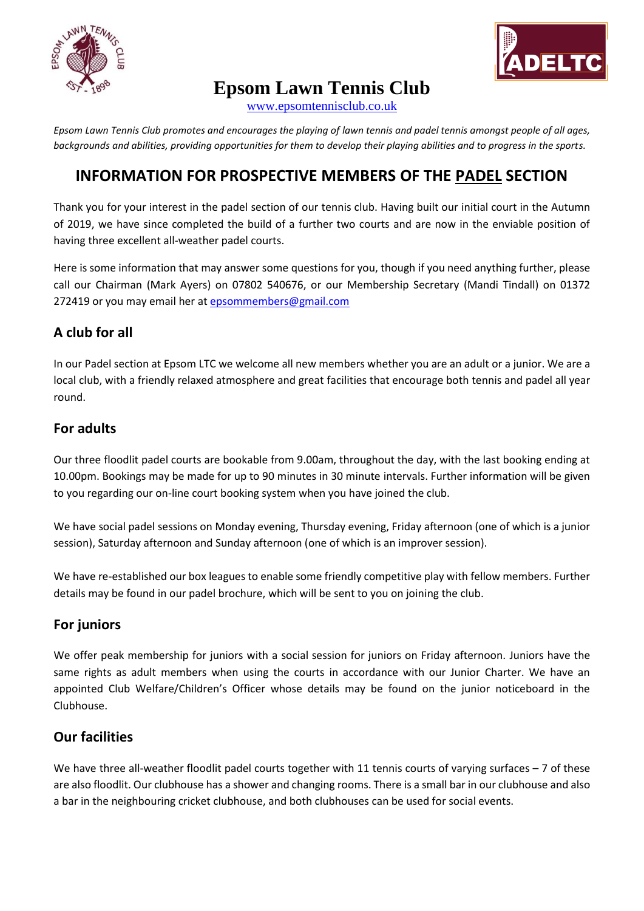# Epsom Lawn Tennis Club

www.epsomtennisclub.co.uk

*Epsom Lawn Tennis Club promotes and encourages the playing of lawn tennis and padel tennis amongst people of all ages, backgrounds and abilities, providing opportunities for them to develop their playing abilities and to progress in the sports.*

## INFORMATION FOR PROSPECTIVE MEMBERS OF THE PADEL SECTION

Thank you for your interest in the padel section of our tennis club. Having built our initial court in the Autumn of 2019, we have since completed the build of a further two courts and are now in the enviable position of having three excellent all-weather padel courts.

Here is some information that may answer some questions for you, though if you need anything further, please call our Chairman (Mark Ayers) on 07802 540676, or our Membership Secretary (Mandi Tindall) on 01372 272419 or you may email her at epsommembers@gmail.com

### A club for all

In our Padel section at Epsom LTC we welcome all new members whether you are an adult or a junior. We are a local club, with a friendly relaxed atmosphere and great facilities that encourage both tennis and padel all year round.

### For adults

Our three floodlit padel courts are bookable from 9.00am, throughout the day, with the last booking ending at 10.00pm. Bookings may be made for up to 90 minutes in 30 minute intervals. Further information will be given to you regarding our on-line court booking system when you have joined the club.

We have social padel sessions on Monday evening, Thursday evening, Friday afternoon (one of which is a junior session), Saturday afternoon and Sunday afternoon (one of which is an improver session).

We have re-established our box leagues to enable some friendly competitive play with fellow members. Further details may be found in our padel brochure, which will be sent to you on joining the club.

### For juniors

We offer peak membership for juniors with a social session for juniors on Friday afternoon. Juniors have the same rights as adult members when using the courts in accordance with our Junior Charter. We have an appointed Club Welfare/Children's Officer whose details may be found on the junior noticeboard in the Clubhouse.

### Our facilities

We have three all-weather floodlit padel courts together with 11 tennis courts of varying surfaces – 7 of these are also floodlit. Our clubhouse has a shower and changing rooms. There is a small bar in our clubhouse and also a bar in the neighbouring cricket clubhouse, and both clubhouses can be used for social events.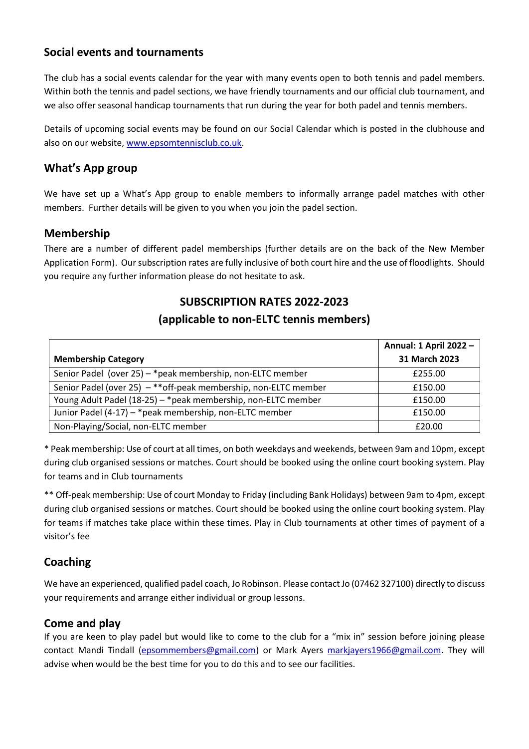## Social events and tournaments

The club has a social events calendar for the year with many events open to both tennis and padel members. Within both the tennis and padel sections, we have friendly tournaments and our official club tournament, and we also offer seasonal handicap tournaments that run during the year for both padel and tennis members.

Details of upcoming social events may be found on our Social Calendar which is posted in the clubhouse and also on our website, www.epsomtennisclub.co.uk.

## What's App group

We have set up a What's App group to enable members to informally arrange padel matches with other members. Further details will be given to you when you join the padel section.

## Membership

There are a number of different padel memberships (further details are on the back of the New Member Application Form). Our subscription rates are fully inclusive of both court hire and the use of floodlights. Should you require any further information please do not hesitate to ask.

### SUBSCRIPTION RATES 2022-2023
### (applicable to non-ELTC tennis members)

| Membership Category | Annual: 1 April 2022 – 31 March 2023 |
|---|---|
| Senior Padel (over 25) – *peak membership, non-ELTC member | £255.00 |
| Senior Padel (over 25) – **off-peak membership, non-ELTC member | £150.00 |
| Young Adult Padel (18-25) – *peak membership, non-ELTC member | £150.00 |
| Junior Padel (4-17) – *peak membership, non-ELTC member | £150.00 |
| Non-Playing/Social, non-ELTC member | £20.00 |

* Peak membership: Use of court at all times, on both weekdays and weekends, between 9am and 10pm, except during club organised sessions or matches. Court should be booked using the online court booking system. Play for teams and in Club tournaments

** Off-peak membership: Use of court Monday to Friday (including Bank Holidays) between 9am to 4pm, except during club organised sessions or matches. Court should be booked using the online court booking system. Play for teams if matches take place within these times. Play in Club tournaments at other times of payment of a visitor's fee

## Coaching

We have an experienced, qualified padel coach, Jo Robinson. Please contact Jo (07462 327100) directly to discuss your requirements and arrange either individual or group lessons.

## Come and play

If you are keen to play padel but would like to come to the club for a "mix in" session before joining please contact Mandi Tindall (epsommembers@gmail.com) or Mark Ayers markjayers1966@gmail.com. They will advise when would be the best time for you to do this and to see our facilities.